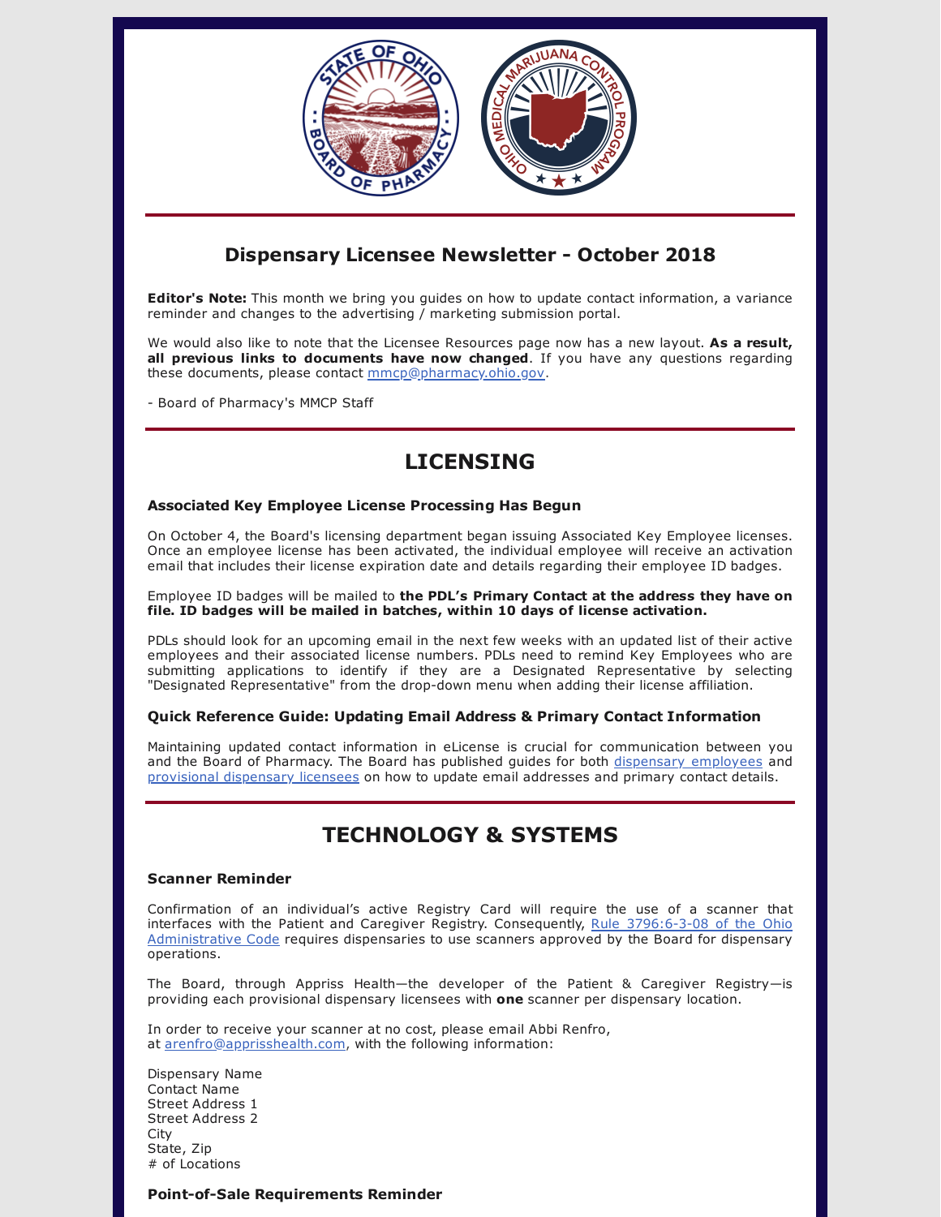## Dispensary Licensee Newsletter - October 2018

**Editor's Note:** This month we bring you guides on how to update contact information, a variance reminder and changes to the advertising / marketing submission portal.

We would also like to note that the Licensee Resources page now has a new layout. **As a result, all previous links to documents have now changed**. If you have any questions regarding these documents, please contact mmcp@pharmacy.ohio.gov.

- Board of Pharmacy's MMCP Staff

# LICENSING

### Associated Key Employee License Processing Has Begun

On October 4, the Board's licensing department began issuing Associated Key Employee licenses. Once an employee license has been activated, the individual employee will receive an activation email that includes their license expiration date and details regarding their employee ID badges.

Employee ID badges will be mailed to **the PDL's Primary Contact at the address they have on file. ID badges will be mailed in batches, within 10 days of license activation.**

PDLs should look for an upcoming email in the next few weeks with an updated list of their active employees and their associated license numbers. PDLs need to remind Key Employees who are submitting applications to identify if they are a Designated Representative by selecting "Designated Representative" from the drop-down menu when adding their license affiliation.

### Quick Reference Guide: Updating Email Address & Primary Contact Information

Maintaining updated contact information in eLicense is crucial for communication between you and the Board of Pharmacy. The Board has published guides for both dispensary employees and provisional dispensary licensees on how to update email addresses and primary contact details.

# TECHNOLOGY & SYSTEMS

### Scanner Reminder

Confirmation of an individual's active Registry Card will require the use of a scanner that interfaces with the Patient and Caregiver Registry. Consequently, Rule 3796:6-3-08 of the Ohio Administrative Code requires dispensaries to use scanners approved by the Board for dispensary operations.

The Board, through Appriss Health—the developer of the Patient & Caregiver Registry—is providing each provisional dispensary licensees with **one** scanner per dispensary location.

In order to receive your scanner at no cost, please email Abbi Renfro, at arenfro@apprisshealth.com, with the following information:

Dispensary Name
Contact Name
Street Address 1
Street Address 2
City
State, Zip
# of Locations

### Point-of-Sale Requirements Reminder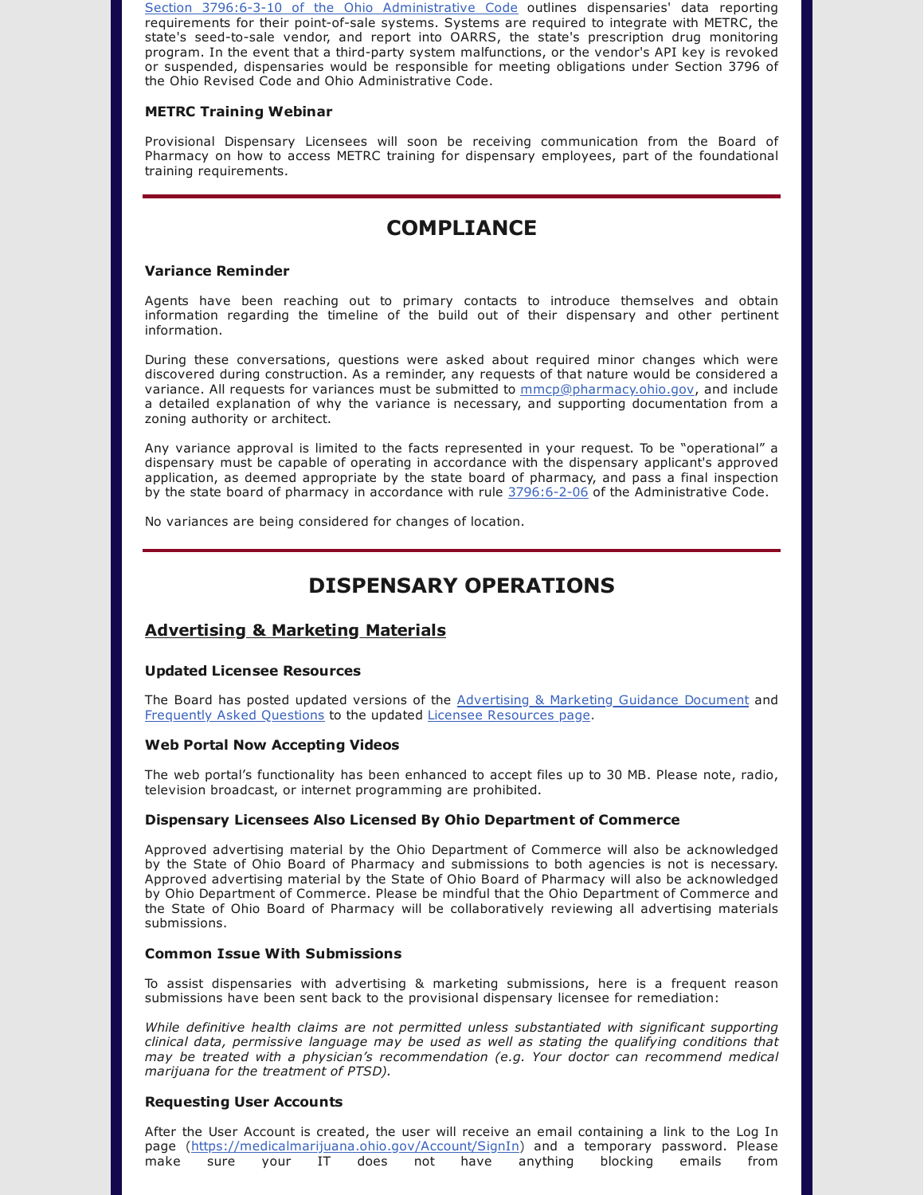Section 3796:6-3-10 of the Ohio Administrative Code outlines dispensaries' data reporting requirements for their point-of-sale systems. Systems are required to integrate with METRC, the state's seed-to-sale vendor, and report into OARRS, the state's prescription drug monitoring program. In the event that a third-party system malfunctions, or the vendor's API key is revoked or suspended, dispensaries would be responsible for meeting obligations under Section 3796 of the Ohio Revised Code and Ohio Administrative Code.

**METRC Training Webinar**

Provisional Dispensary Licensees will soon be receiving communication from the Board of Pharmacy on how to access METRC training for dispensary employees, part of the foundational training requirements.

# COMPLIANCE

**Variance Reminder**

Agents have been reaching out to primary contacts to introduce themselves and obtain information regarding the timeline of the build out of their dispensary and other pertinent information.

During these conversations, questions were asked about required minor changes which were discovered during construction. As a reminder, any requests of that nature would be considered a variance. All requests for variances must be submitted to mmcp@pharmacy.ohio.gov, and include a detailed explanation of why the variance is necessary, and supporting documentation from a zoning authority or architect.

Any variance approval is limited to the facts represented in your request. To be "operational" a dispensary must be capable of operating in accordance with the dispensary applicant's approved application, as deemed appropriate by the state board of pharmacy, and pass a final inspection by the state board of pharmacy in accordance with rule 3796:6-2-06 of the Administrative Code.

No variances are being considered for changes of location.

# DISPENSARY OPERATIONS

## Advertising & Marketing Materials

**Updated Licensee Resources**

The Board has posted updated versions of the Advertising & Marketing Guidance Document and Frequently Asked Questions to the updated Licensee Resources page.

**Web Portal Now Accepting Videos**

The web portal's functionality has been enhanced to accept files up to 30 MB. Please note, radio, television broadcast, or internet programming are prohibited.

**Dispensary Licensees Also Licensed By Ohio Department of Commerce**

Approved advertising material by the Ohio Department of Commerce will also be acknowledged by the State of Ohio Board of Pharmacy and submissions to both agencies is not is necessary. Approved advertising material by the State of Ohio Board of Pharmacy will also be acknowledged by Ohio Department of Commerce. Please be mindful that the Ohio Department of Commerce and the State of Ohio Board of Pharmacy will be collaboratively reviewing all advertising materials submissions.

**Common Issue With Submissions**

To assist dispensaries with advertising & marketing submissions, here is a frequent reason submissions have been sent back to the provisional dispensary licensee for remediation:

*While definitive health claims are not permitted unless substantiated with significant supporting clinical data, permissive language may be used as well as stating the qualifying conditions that may be treated with a physician's recommendation (e.g. Your doctor can recommend medical marijuana for the treatment of PTSD).*

**Requesting User Accounts**

After the User Account is created, the user will receive an email containing a link to the Log In page (https://medicalmarijuana.ohio.gov/Account/SignIn) and a temporary password. Please make sure your IT does not have anything blocking emails from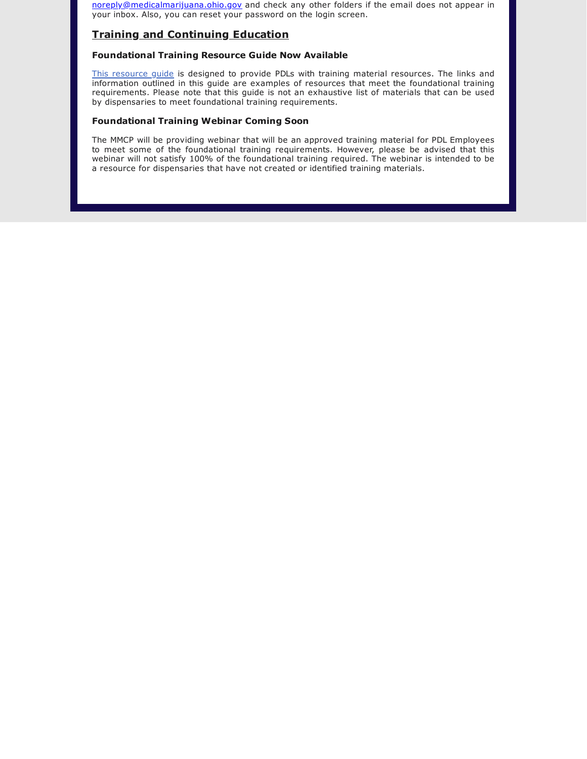noreply@medicalmarijuana.ohio.gov and check any other folders if the email does not appear in your inbox. Also, you can reset your password on the login screen.

## Training and Continuing Education

### Foundational Training Resource Guide Now Available

This resource guide is designed to provide PDLs with training material resources. The links and information outlined in this guide are examples of resources that meet the foundational training requirements. Please note that this guide is not an exhaustive list of materials that can be used by dispensaries to meet foundational training requirements.

### Foundational Training Webinar Coming Soon

The MMCP will be providing webinar that will be an approved training material for PDL Employees to meet some of the foundational training requirements. However, please be advised that this webinar will not satisfy 100% of the foundational training required. The webinar is intended to be a resource for dispensaries that have not created or identified training materials.